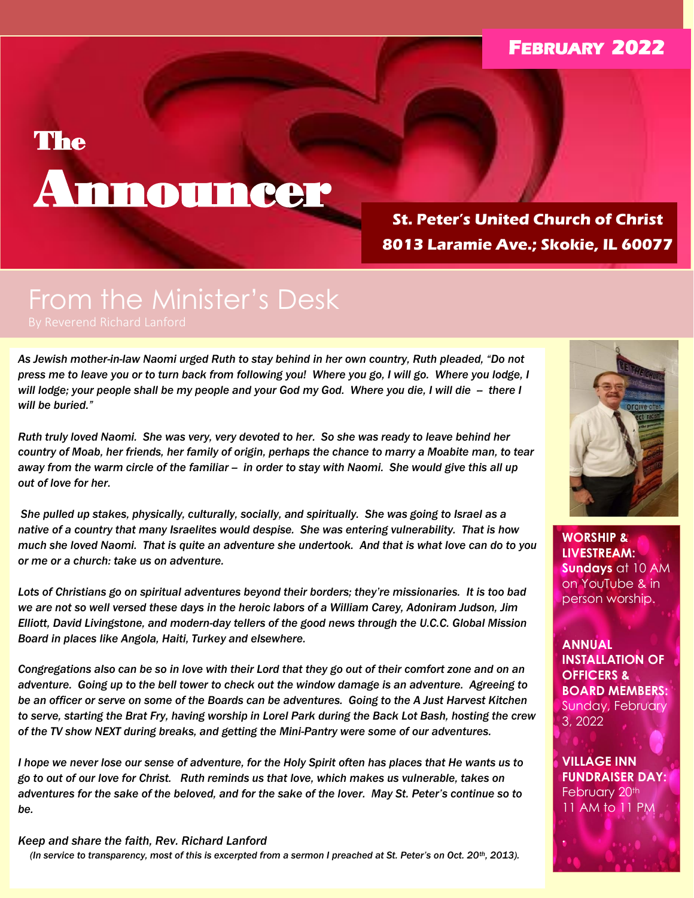**FEBRUARY 2022**

# The Announcer

**St. Peter's United Church of Christ**
**8013 Laramie Ave.; Skokie, IL 60077**

## From the Minister's Desk

By Reverend Richard Lanford

*As Jewish mother-in-law Naomi urged Ruth to stay behind in her own country, Ruth pleaded, "Do not press me to leave you or to turn back from following you! Where you go, I will go. Where you lodge, I will lodge; your people shall be my people and your God my God. Where you die, I will die – there I will be buried."*

*Ruth truly loved Naomi. She was very, very devoted to her. So she was ready to leave behind her country of Moab, her friends, her family of origin, perhaps the chance to marry a Moabite man, to tear away from the warm circle of the familiar – in order to stay with Naomi. She would give this all up out of love for her.*

*She pulled up stakes, physically, culturally, socially, and spiritually. She was going to Israel as a native of a country that many Israelites would despise. She was entering vulnerability. That is how much she loved Naomi. That is quite an adventure she undertook. And that is what love can do to you or me or a church: take us on adventure.*

*Lots of Christians go on spiritual adventures beyond their borders; they're missionaries. It is too bad we are not so well versed these days in the heroic labors of a William Carey, Adoniram Judson, Jim Elliott, David Livingstone, and modern-day tellers of the good news through the U.C.C. Global Mission Board in places like Angola, Haiti, Turkey and elsewhere.*

*Congregations also can be so in love with their Lord that they go out of their comfort zone and on an adventure. Going up to the bell tower to check out the window damage is an adventure. Agreeing to be an officer or serve on some of the Boards can be adventures. Going to the A Just Harvest Kitchen to serve, starting the Brat Fry, having worship in Lorel Park during the Back Lot Bash, hosting the crew of the TV show NEXT during breaks, and getting the Mini-Pantry were some of our adventures.*

*I hope we never lose our sense of adventure, for the Holy Spirit often has places that He wants us to go to out of our love for Christ. Ruth reminds us that love, which makes us vulnerable, takes on adventures for the sake of the beloved, and for the sake of the lover. May St. Peter's continue so to be.*

*Keep and share the faith, Rev. Richard Lanford*

*(In service to transparency, most of this is excerpted from a sermon I preached at St. Peter's on Oct. 20th, 2013).*

**WORSHIP & LIVESTREAM:** **Sundays** at 10 AM on YouTube & in person worship.

**ANNUAL INSTALLATION OF OFFICERS & BOARD MEMBERS:** Sunday, February 3, 2022

**VILLAGE INN FUNDRAISER DAY:** February 20th 11 AM to 11 PM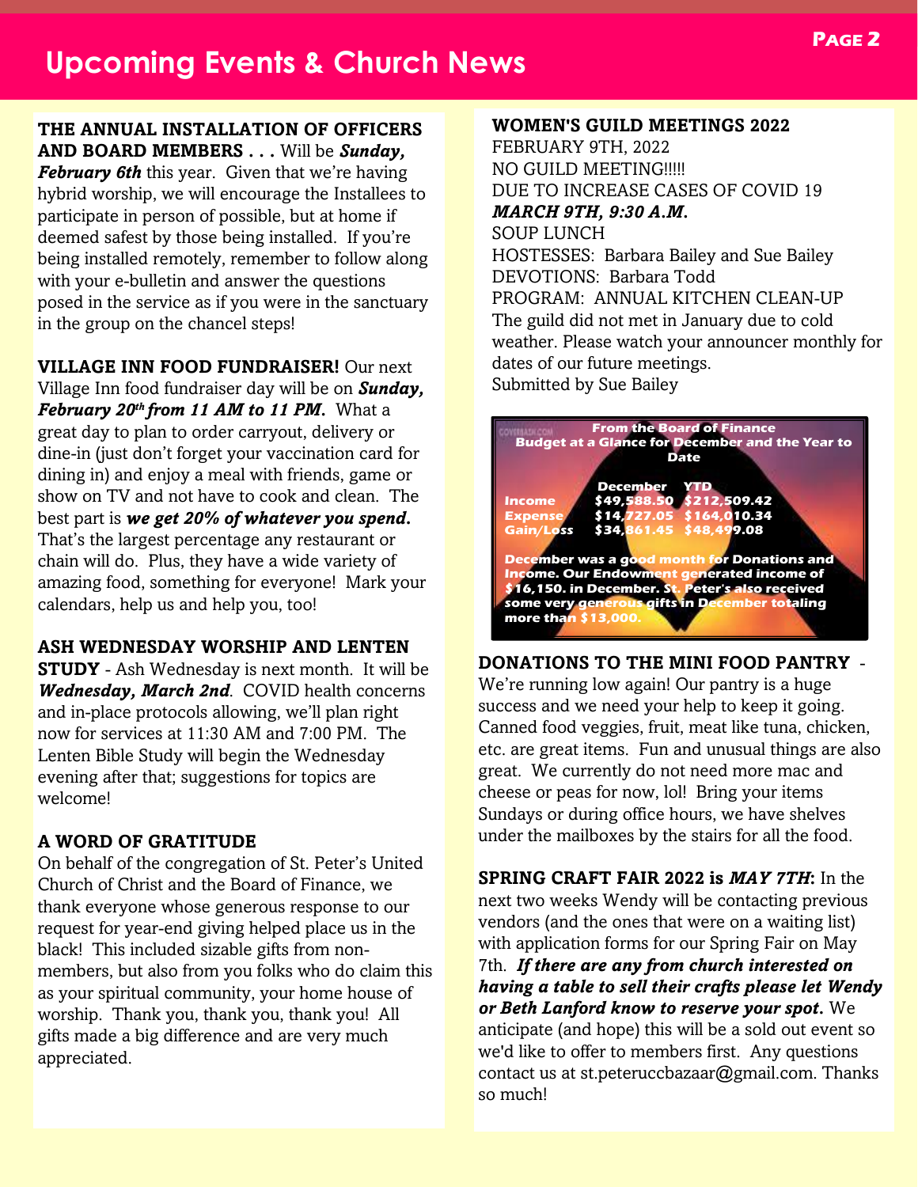# Upcoming Events & Church News

**THE ANNUAL INSTALLATION OF OFFICERS AND BOARD MEMBERS . . .** Will be ***Sunday, February 6th*** this year. Given that we're having hybrid worship, we will encourage the Installees to participate in person of possible, but at home if deemed safest by those being installed. If you're being installed remotely, remember to follow along with your e-bulletin and answer the questions posed in the service as if you were in the sanctuary in the group on the chancel steps!

**VILLAGE INN FOOD FUNDRAISER!** Our next Village Inn food fundraiser day will be on ***Sunday, February 20th from 11 AM to 11 PM.*** What a great day to plan to order carryout, delivery or dine-in (just don't forget your vaccination card for dining in) and enjoy a meal with friends, game or show on TV and not have to cook and clean. The best part is ***we get 20% of whatever you spend.*** That's the largest percentage any restaurant or chain will do. Plus, they have a wide variety of amazing food, something for everyone! Mark your calendars, help us and help you, too!

**ASH WEDNESDAY WORSHIP AND LENTEN STUDY** - Ash Wednesday is next month. It will be ***Wednesday, March 2nd***. COVID health concerns and in-place protocols allowing, we'll plan right now for services at 11:30 AM and 7:00 PM. The Lenten Bible Study will begin the Wednesday evening after that; suggestions for topics are welcome!

**A WORD OF GRATITUDE**

On behalf of the congregation of St. Peter's United Church of Christ and the Board of Finance, we thank everyone whose generous response to our request for year-end giving helped place us in the black! This included sizable gifts from non-members, but also from you folks who do claim this as your spiritual community, your home house of worship. Thank you, thank you, thank you! All gifts made a big difference and are very much appreciated.

**WOMEN'S GUILD MEETINGS 2022**

FEBRUARY 9TH, 2022

NO GUILD MEETING!!!!!

DUE TO INCREASE CASES OF COVID 19

***MARCH 9TH, 9:30 A.M.***

SOUP LUNCH

HOSTESSES: Barbara Bailey and Sue Bailey

DEVOTIONS: Barbara Todd

PROGRAM: ANNUAL KITCHEN CLEAN-UP

The guild did not met in January due to cold weather. Please watch your announcer monthly for dates of our future meetings.

Submitted by Sue Bailey

**From the Board of Finance**
**Budget at a Glance for December and the Year to Date**

| | December | YTD |
|---|---|---|
| Income | $49,588.50 | $212,509.42 |
| Expense | $14,727.05 | $164,010.34 |
| Gain/Loss | $34,861.45 | $48,499.08 |

**December was a good month for Donations and Income. Our Endowment generated income of $16,150. in December. St. Peter's also received some very generous gifts in December totaling more than $13,000.**

**DONATIONS TO THE MINI FOOD PANTRY** - We're running low again! Our pantry is a huge success and we need your help to keep it going. Canned food veggies, fruit, meat like tuna, chicken, etc. are great items. Fun and unusual things are also great. We currently do not need more mac and cheese or peas for now, lol! Bring your items Sundays or during office hours, we have shelves under the mailboxes by the stairs for all the food.

**SPRING CRAFT FAIR 2022 is *MAY 7TH*:** In the next two weeks Wendy will be contacting previous vendors (and the ones that were on a waiting list) with application forms for our Spring Fair on May 7th. ***If there are any from church interested on having a table to sell their crafts please let Wendy or Beth Lanford know to reserve your spot.*** We anticipate (and hope) this will be a sold out event so we'd like to offer to members first. Any questions contact us at st.peteruccbazaar@gmail.com. Thanks so much!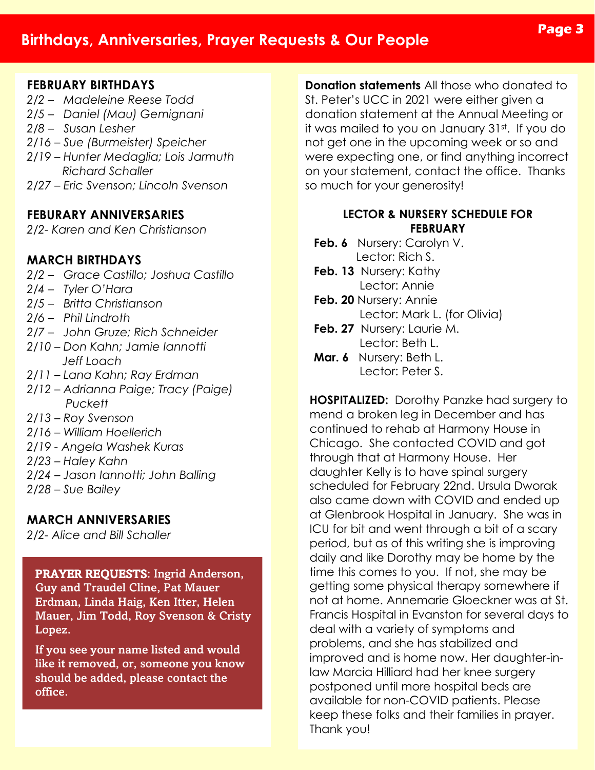# Birthdays, Anniversaries, Prayer Requests & Our People

**FEBRUARY BIRTHDAYS**

*2/2 – Madeleine Reese Todd*
*2/5 – Daniel (Mau) Gemignani*
*2/8 – Susan Lesher*
*2/16 – Sue (Burmeister) Speicher*
*2/19 – Hunter Medaglia; Lois Jarmuth Richard Schaller*
*2/27 – Eric Svenson; Lincoln Svenson*

**FEBURARY ANNIVERSARIES**

*2/2- Karen and Ken Christianson*

**MARCH BIRTHDAYS**

*2/2 – Grace Castillo; Joshua Castillo*
*2/4 – Tyler O'Hara*
*2/5 – Britta Christianson*
*2/6 – Phil Lindroth*
*2/7 – John Gruze; Rich Schneider*
*2/10 – Don Kahn; Jamie Iannotti Jeff Loach*
*2/11 – Lana Kahn; Ray Erdman*
*2/12 – Adrianna Paige; Tracy (Paige) Puckett*
*2/13 – Roy Svenson*
*2/16 – William Hoellerich*
*2/19 - Angela Washek Kuras*
*2/23 – Haley Kahn*
*2/24 – Jason Iannotti; John Balling*
*2/28 – Sue Bailey*

**MARCH ANNIVERSARIES**

*2/2- Alice and Bill Schaller*

**PRAYER REQUESTS: Ingrid Anderson, Guy and Traudel Cline, Pat Mauer Erdman, Linda Haig, Ken Itter, Helen Mauer, Jim Todd, Roy Svenson & Cristy Lopez.**

**If you see your name listed and would like it removed, or, someone you know should be added, please contact the office.**

**Donation statements** All those who donated to St. Peter's UCC in 2021 were either given a donation statement at the Annual Meeting or it was mailed to you on January 31st. If you do not get one in the upcoming week or so and were expecting one, or find anything incorrect on your statement, contact the office. Thanks so much for your generosity!

**LECTOR & NURSERY SCHEDULE FOR FEBRUARY**

**Feb. 6** Nursery: Carolyn V.
Lector: Rich S.
**Feb. 13** Nursery: Kathy
Lector: Annie
**Feb. 20** Nursery: Annie
Lector: Mark L. (for Olivia)
**Feb. 27** Nursery: Laurie M.
Lector: Beth L.
**Mar. 6** Nursery: Beth L.
Lector: Peter S.

**HOSPITALIZED:** Dorothy Panzke had surgery to mend a broken leg in December and has continued to rehab at Harmony House in Chicago. She contacted COVID and got through that at Harmony House. Her daughter Kelly is to have spinal surgery scheduled for February 22nd. Ursula Dworak also came down with COVID and ended up at Glenbrook Hospital in January. She was in ICU for bit and went through a bit of a scary period, but as of this writing she is improving daily and like Dorothy may be home by the time this comes to you. If not, she may be getting some physical therapy somewhere if not at home. Annemarie Gloeckner was at St. Francis Hospital in Evanston for several days to deal with a variety of symptoms and problems, and she has stabilized and improved and is home now. Her daughter-in-law Marcia Hilliard had her knee surgery postponed until more hospital beds are available for non-COVID patients. Please keep these folks and their families in prayer. Thank you!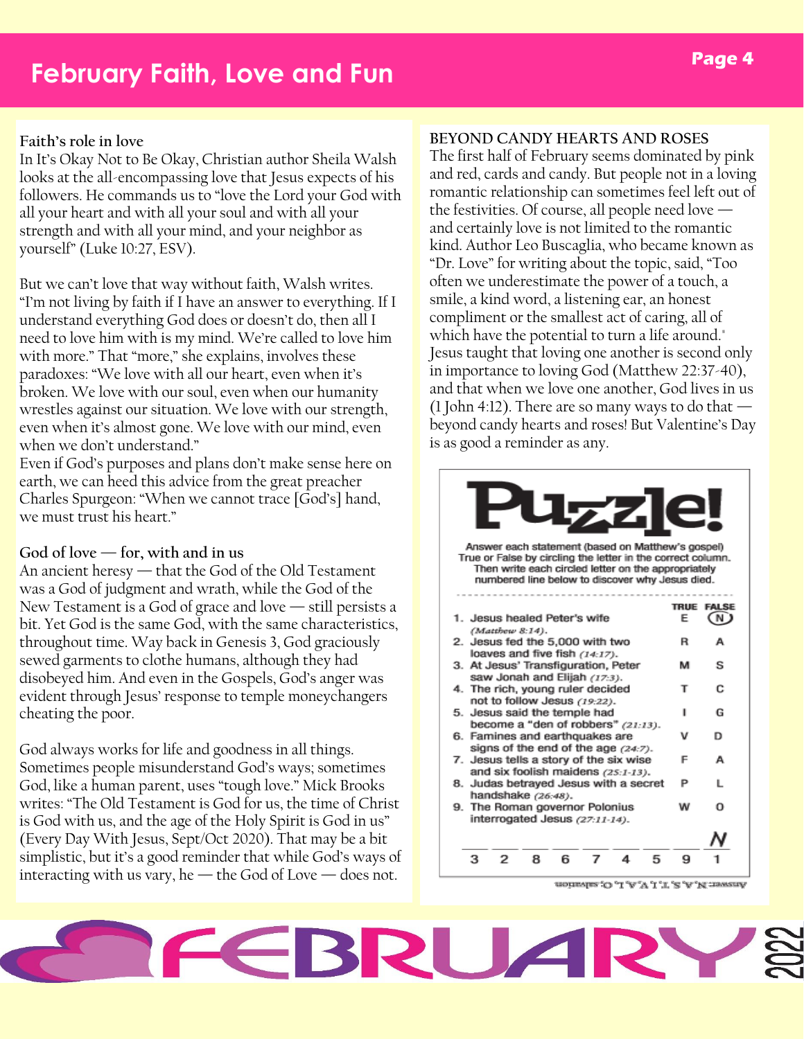# February Faith, Love and Fun

### Faith's role in love

In It's Okay Not to Be Okay, Christian author Sheila Walsh looks at the all-encompassing love that Jesus expects of his followers. He commands us to "love the Lord your God with all your heart and with all your soul and with all your strength and with all your mind, and your neighbor as yourself" (Luke 10:27, ESV).

But we can't love that way without faith, Walsh writes. "I'm not living by faith if I have an answer to everything. If I understand everything God does or doesn't do, then all I need to love him with is my mind. We're called to love him with more." That "more," she explains, involves these paradoxes: "We love with all our heart, even when it's broken. We love with our soul, even when our humanity wrestles against our situation. We love with our strength, even when it's almost gone. We love with our mind, even when we don't understand."

Even if God's purposes and plans don't make sense here on earth, we can heed this advice from the great preacher Charles Spurgeon: "When we cannot trace [God's] hand, we must trust his heart."

### God of love — for, with and in us

An ancient heresy — that the God of the Old Testament was a God of judgment and wrath, while the God of the New Testament is a God of grace and love — still persists a bit. Yet God is the same God, with the same characteristics, throughout time. Way back in Genesis 3, God graciously sewed garments to clothe humans, although they had disobeyed him. And even in the Gospels, God's anger was evident through Jesus' response to temple moneychangers cheating the poor.

God always works for life and goodness in all things. Sometimes people misunderstand God's ways; sometimes God, like a human parent, uses "tough love." Mick Brooks writes: "The Old Testament is God for us, the time of Christ is God with us, and the age of the Holy Spirit is God in us" (Every Day With Jesus, Sept/Oct 2020). That may be a bit simplistic, but it's a good reminder that while God's ways of interacting with us vary, he — the God of Love — does not.

### BEYOND CANDY HEARTS AND ROSES

The first half of February seems dominated by pink and red, cards and candy. But people not in a loving romantic relationship can sometimes feel left out of the festivities. Of course, all people need love — and certainly love is not limited to the romantic kind. Author Leo Buscaglia, who became known as "Dr. Love" for writing about the topic, said, "Too often we underestimate the power of a touch, a smile, a kind word, a listening ear, an honest compliment or the smallest act of caring, all of which have the potential to turn a life around." Jesus taught that loving one another is second only in importance to loving God (Matthew 22:37-40), and that when we love one another, God lives in us (1 John 4:12). There are so many ways to do that — beyond candy hearts and roses! But Valentine's Day is as good a reminder as any.

## Puzzle!

Answer each statement (based on Matthew's gospel) True or False by circling the letter in the correct column. Then write each circled letter on the appropriately numbered line below to discover why Jesus died.

| | TRUE | FALSE |
|---|---|---|
| 1. Jesus healed Peter's wife (*Matthew 8:14*). | E | (N) |
| 2. Jesus fed the 5,000 with two loaves and five fish (*14:17*). | R | A |
| 3. At Jesus' Transfiguration, Peter saw Jonah and Elijah (*17:3*). | M | S |
| 4. The rich, young ruler decided not to follow Jesus (*19:22*). | T | C |
| 5. Jesus said the temple had become a "den of robbers" (*21:13*). | I | G |
| 6. Famines and earthquakes are signs of the end of the age (*24:7*). | V | D |
| 7. Jesus tells a story of the six wise and six foolish maidens (*25:1-13*). | F | A |
| 8. Judas betrayed Jesus with a secret handshake (*26:48*). | P | L |
| 9. The Roman governor Polonius interrogated Jesus (*27:11-14*). | W | O |

___ ___ ___ ___ ___ ___ ___ ___ N
3 2 8 6 7 4 5 9 1

Answer: N,A,S,T,I,V,A,L,O salvation

# FEBRUARY 2022